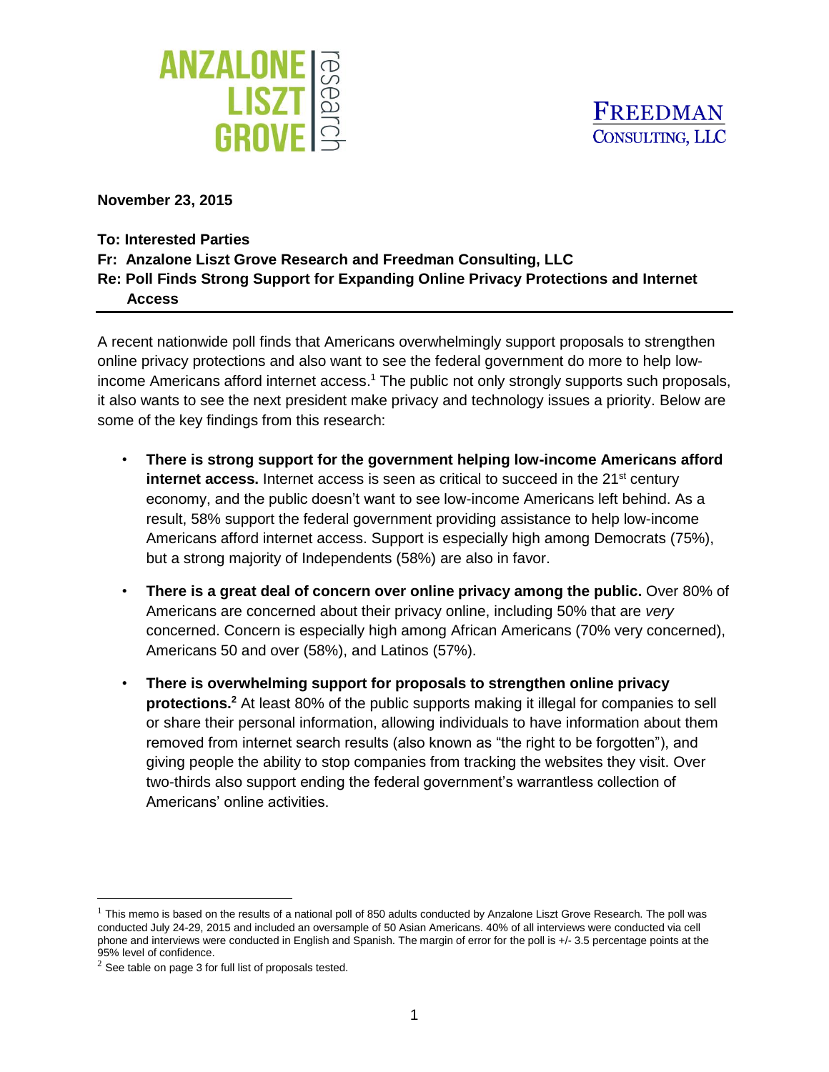ANZALONE LISZT GROVE research

FREEDMAN CONSULTING, LLC

**November 23, 2015**

**To: Interested Parties**
**Fr: Anzalone Liszt Grove Research and Freedman Consulting, LLC**
**Re: Poll Finds Strong Support for Expanding Online Privacy Protections and Internet Access**

---

A recent nationwide poll finds that Americans overwhelmingly support proposals to strengthen online privacy protections and also want to see the federal government do more to help low-income Americans afford internet access.[1] The public not only strongly supports such proposals, it also wants to see the next president make privacy and technology issues a priority. Below are some of the key findings from this research:

- **There is strong support for the government helping low-income Americans afford internet access.** Internet access is seen as critical to succeed in the 21st century economy, and the public doesn't want to see low-income Americans left behind. As a result, 58% support the federal government providing assistance to help low-income Americans afford internet access. Support is especially high among Democrats (75%), but a strong majority of Independents (58%) are also in favor.

- **There is a great deal of concern over online privacy among the public.** Over 80% of Americans are concerned about their privacy online, including 50% that are *very* concerned. Concern is especially high among African Americans (70% very concerned), Americans 50 and over (58%), and Latinos (57%).

- **There is overwhelming support for proposals to strengthen online privacy protections.[2]** At least 80% of the public supports making it illegal for companies to sell or share their personal information, allowing individuals to have information about them removed from internet search results (also known as "the right to be forgotten"), and giving people the ability to stop companies from tracking the websites they visit. Over two-thirds also support ending the federal government's warrantless collection of Americans' online activities.

---

[1] This memo is based on the results of a national poll of 850 adults conducted by Anzalone Liszt Grove Research. The poll was conducted July 24-29, 2015 and included an oversample of 50 Asian Americans. 40% of all interviews were conducted via cell phone and interviews were conducted in English and Spanish. The margin of error for the poll is +/- 3.5 percentage points at the 95% level of confidence.

[2] See table on page 3 for full list of proposals tested.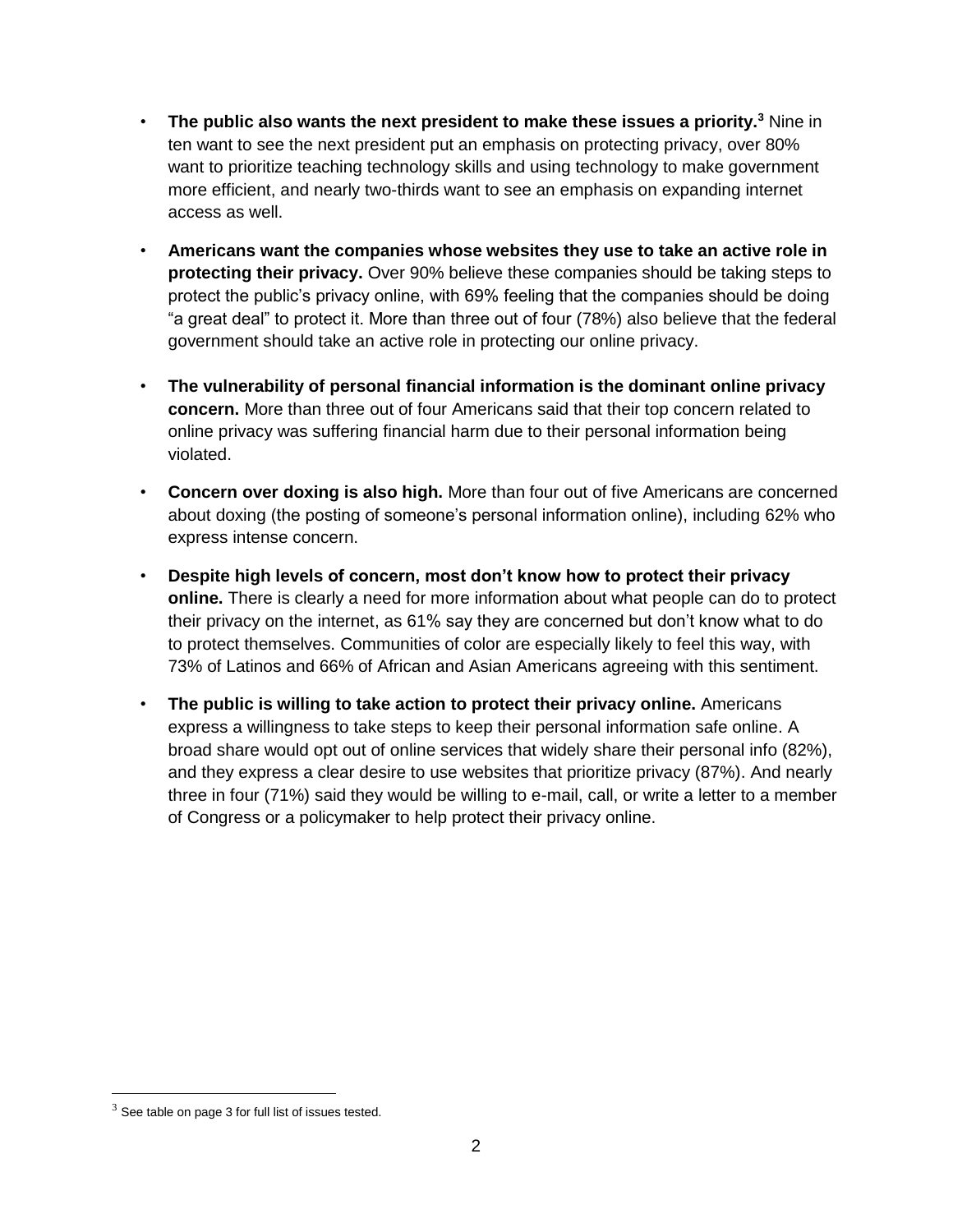- **The public also wants the next president to make these issues a priority.**[3] Nine in ten want to see the next president put an emphasis on protecting privacy, over 80% want to prioritize teaching technology skills and using technology to make government more efficient, and nearly two-thirds want to see an emphasis on expanding internet access as well.

- **Americans want the companies whose websites they use to take an active role in protecting their privacy.** Over 90% believe these companies should be taking steps to protect the public's privacy online, with 69% feeling that the companies should be doing "a great deal" to protect it. More than three out of four (78%) also believe that the federal government should take an active role in protecting our online privacy.

- **The vulnerability of personal financial information is the dominant online privacy concern.** More than three out of four Americans said that their top concern related to online privacy was suffering financial harm due to their personal information being violated.

- **Concern over doxing is also high.** More than four out of five Americans are concerned about doxing (the posting of someone's personal information online), including 62% who express intense concern.

- **Despite high levels of concern, most don't know how to protect their privacy online.** There is clearly a need for more information about what people can do to protect their privacy on the internet, as 61% say they are concerned but don't know what to do to protect themselves. Communities of color are especially likely to feel this way, with 73% of Latinos and 66% of African and Asian Americans agreeing with this sentiment.

- **The public is willing to take action to protect their privacy online.** Americans express a willingness to take steps to keep their personal information safe online. A broad share would opt out of online services that widely share their personal info (82%), and they express a clear desire to use websites that prioritize privacy (87%). And nearly three in four (71%) said they would be willing to e-mail, call, or write a letter to a member of Congress or a policymaker to help protect their privacy online.

---

[3] See table on page 3 for full list of issues tested.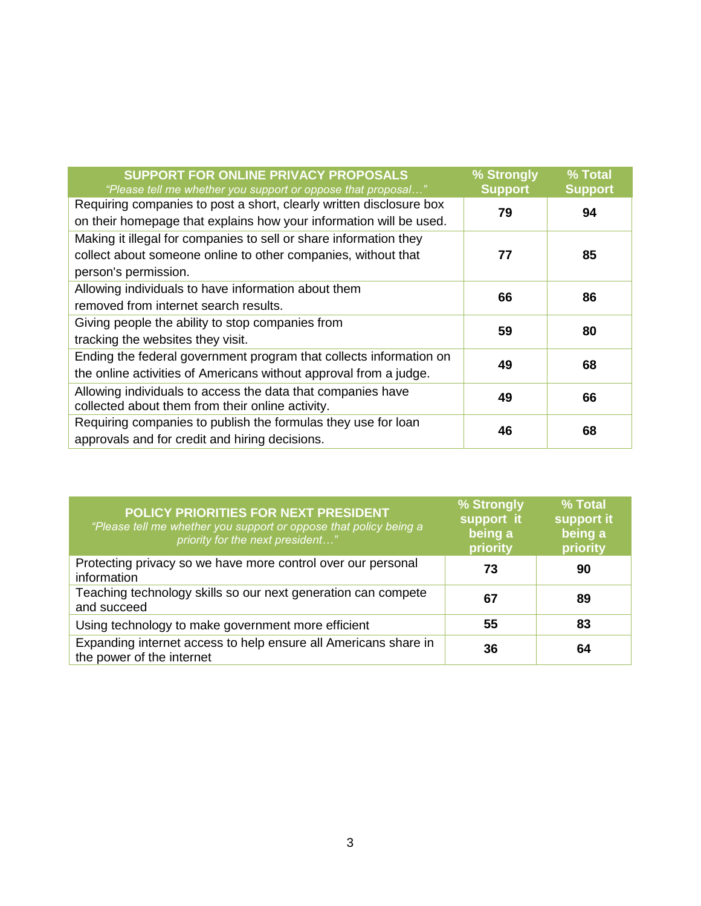| **SUPPORT FOR ONLINE PRIVACY PROPOSALS** *"Please tell me whether you support or oppose that proposal…"* | **% Strongly Support** | **% Total Support** |
|---|---|---|
| Requiring companies to post a short, clearly written disclosure box on their homepage that explains how your information will be used. | **79** | **94** |
| Making it illegal for companies to sell or share information they collect about someone online to other companies, without that person's permission. | **77** | **85** |
| Allowing individuals to have information about them removed from internet search results. | **66** | **86** |
| Giving people the ability to stop companies from tracking the websites they visit. | **59** | **80** |
| Ending the federal government program that collects information on the online activities of Americans without approval from a judge. | **49** | **68** |
| Allowing individuals to access the data that companies have collected about them from their online activity. | **49** | **66** |
| Requiring companies to publish the formulas they use for loan approvals and for credit and hiring decisions. | **46** | **68** |

| **POLICY PRIORITIES FOR NEXT PRESIDENT** *"Please tell me whether you support or oppose that policy being a priority for the next president…"* | **% Strongly support it being a priority** | **% Total support it being a priority** |
|---|---|---|
| Protecting privacy so we have more control over our personal information | **73** | **90** |
| Teaching technology skills so our next generation can compete and succeed | **67** | **89** |
| Using technology to make government more efficient | **55** | **83** |
| Expanding internet access to help ensure all Americans share in the power of the internet | **36** | **64** |